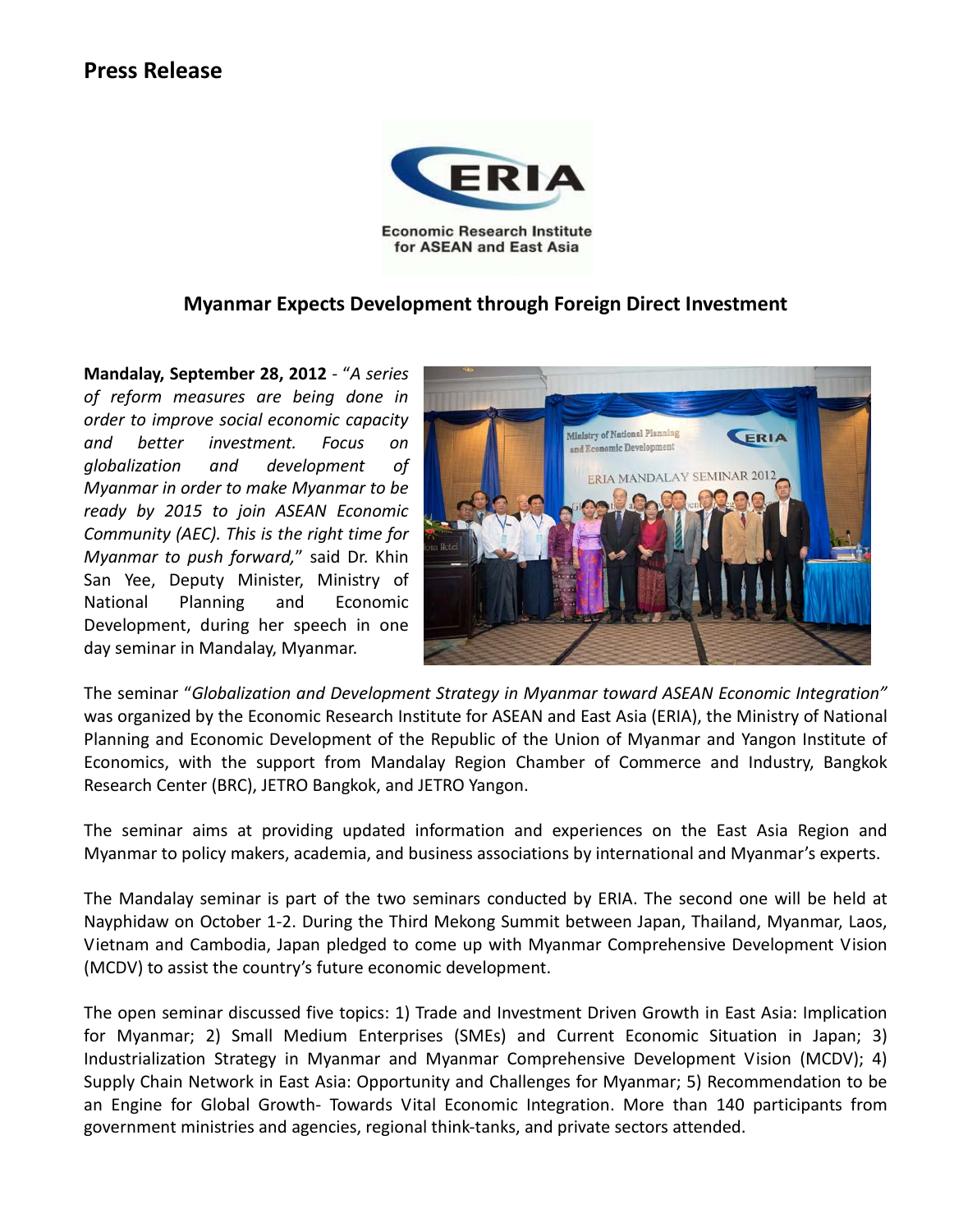# Press Release

## Myanmar Expects Development through Foreign Direct Investment

**Mandalay, September 28, 2012** - "*A series of reform measures are being done in order to improve social economic capacity and better investment. Focus on globalization and development of Myanmar in order to make Myanmar to be ready by 2015 to join ASEAN Economic Community (AEC). This is the right time for Myanmar to push forward,*" said Dr. Khin San Yee, Deputy Minister, Ministry of National Planning and Economic Development, during her speech in one day seminar in Mandalay, Myanmar.

The seminar "*Globalization and Development Strategy in Myanmar toward ASEAN Economic Integration"* was organized by the Economic Research Institute for ASEAN and East Asia (ERIA), the Ministry of National Planning and Economic Development of the Republic of the Union of Myanmar and Yangon Institute of Economics, with the support from Mandalay Region Chamber of Commerce and Industry, Bangkok Research Center (BRC), JETRO Bangkok, and JETRO Yangon.

The seminar aims at providing updated information and experiences on the East Asia Region and Myanmar to policy makers, academia, and business associations by international and Myanmar's experts.

The Mandalay seminar is part of the two seminars conducted by ERIA. The second one will be held at Nayphidaw on October 1-2. During the Third Mekong Summit between Japan, Thailand, Myanmar, Laos, Vietnam and Cambodia, Japan pledged to come up with Myanmar Comprehensive Development Vision (MCDV) to assist the country's future economic development.

The open seminar discussed five topics: 1) Trade and Investment Driven Growth in East Asia: Implication for Myanmar; 2) Small Medium Enterprises (SMEs) and Current Economic Situation in Japan; 3) Industrialization Strategy in Myanmar and Myanmar Comprehensive Development Vision (MCDV); 4) Supply Chain Network in East Asia: Opportunity and Challenges for Myanmar; 5) Recommendation to be an Engine for Global Growth- Towards Vital Economic Integration. More than 140 participants from government ministries and agencies, regional think-tanks, and private sectors attended.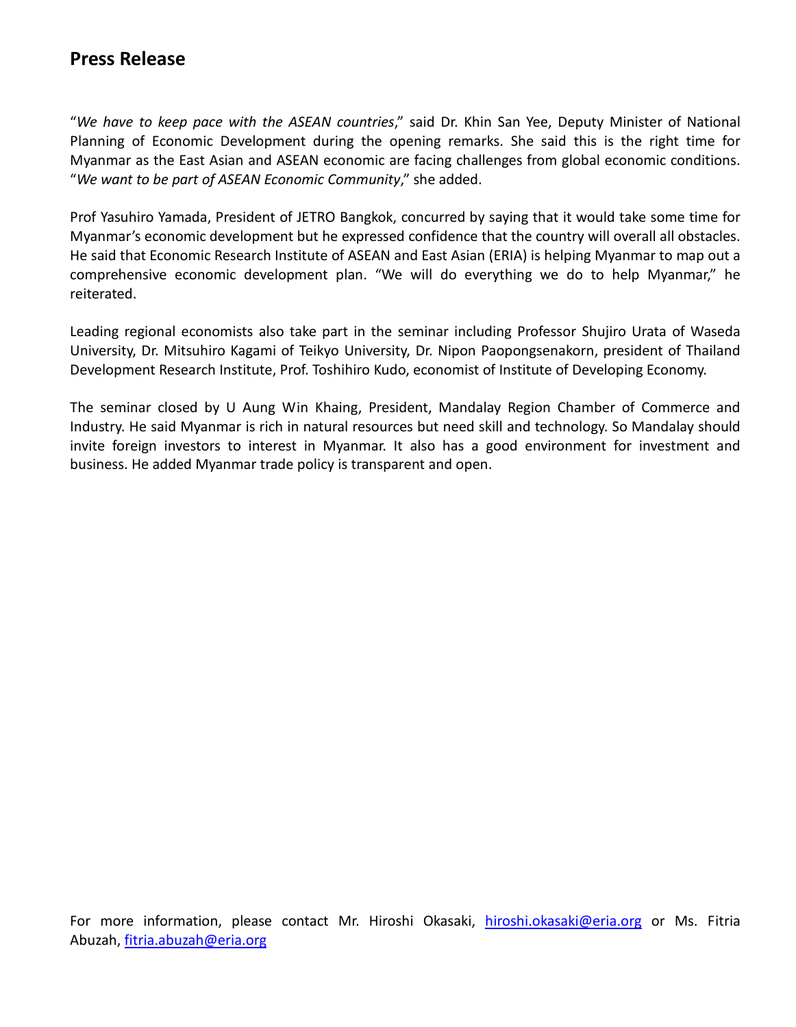## Press Release

“*We have to keep pace with the ASEAN countries*,” said Dr. Khin San Yee, Deputy Minister of National Planning of Economic Development during the opening remarks. She said this is the right time for Myanmar as the East Asian and ASEAN economic are facing challenges from global economic conditions. “*We want to be part of ASEAN Economic Community*,” she added.

Prof Yasuhiro Yamada, President of JETRO Bangkok, concurred by saying that it would take some time for Myanmar’s economic development but he expressed confidence that the country will overall all obstacles. He said that Economic Research Institute of ASEAN and East Asian (ERIA) is helping Myanmar to map out a comprehensive economic development plan. “We will do everything we do to help Myanmar,” he reiterated.

Leading regional economists also take part in the seminar including Professor Shujiro Urata of Waseda University, Dr. Mitsuhiro Kagami of Teikyo University, Dr. Nipon Paopongsenakorn, president of Thailand Development Research Institute, Prof. Toshihiro Kudo, economist of Institute of Developing Economy.

The seminar closed by U Aung Win Khaing, President, Mandalay Region Chamber of Commerce and Industry. He said Myanmar is rich in natural resources but need skill and technology. So Mandalay should invite foreign investors to interest in Myanmar. It also has a good environment for investment and business. He added Myanmar trade policy is transparent and open.

For more information, please contact Mr. Hiroshi Okasaki, hiroshi.okasaki@eria.org or Ms. Fitria Abuzah, fitria.abuzah@eria.org